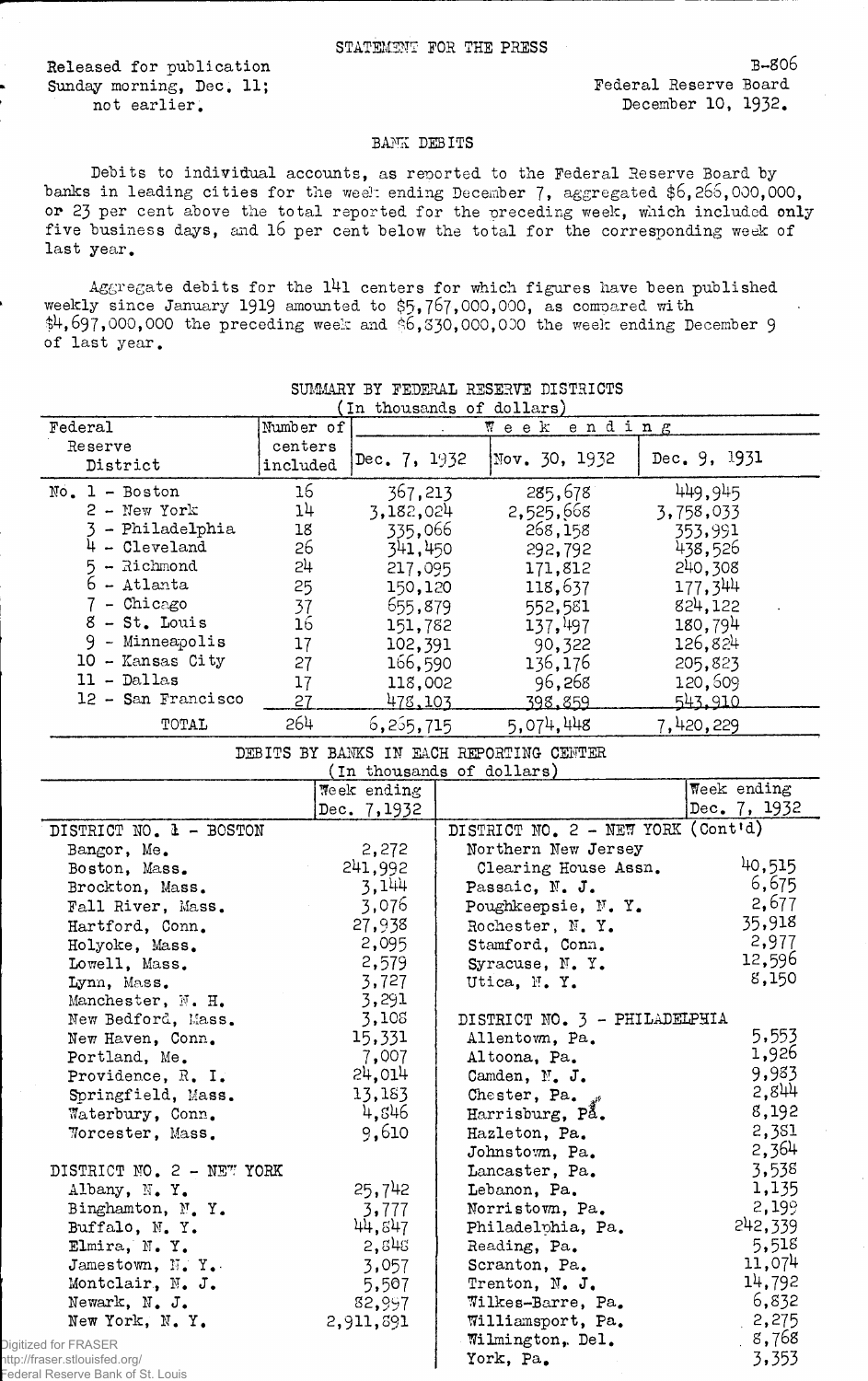STATEMENT FOR THE PRESS

Released for publication
Sunday morning, Dec. 11;
not earlier.

B-806
Federal Reserve Board
December 10, 1932.

## BANK DEBITS

Debits to individual accounts, as reported to the Federal Reserve Board by banks in leading cities for the week ending December 7, aggregated $6,266,000,000, or 23 per cent above the total reported for the preceding week, which included only five business days, and 16 per cent below the total for the corresponding week of last year.

Aggregate debits for the 141 centers for which figures have been published weekly since January 1919 amounted to $5,767,000,000, as compared with $4,697,000,000 the preceding week and $6,830,000,000 the week ending December 9 of last year.

### SUMMARY BY FEDERAL RESERVE DISTRICTS
(In thousands of dollars)

| Federal Reserve District | Number of centers included | Week ending Dec. 7, 1932 | Week ending Nov. 30, 1932 | Week ending Dec. 9, 1931 |
|---|---|---|---|---|
| No. 1 - Boston | 16 | 367,213 | 285,678 | 449,945 |
| 2 - New York | 14 | 3,182,024 | 2,525,668 | 3,758,033 |
| 3 - Philadelphia | 18 | 335,066 | 268,158 | 353,991 |
| 4 - Cleveland | 26 | 341,450 | 292,792 | 438,526 |
| 5 - Richmond | 24 | 217,095 | 171,812 | 240,308 |
| 6 - Atlanta | 25 | 150,120 | 118,637 | 177,344 |
| 7 - Chicago | 37 | 655,879 | 552,581 | 824,122 |
| 8 - St. Louis | 16 | 151,782 | 137,497 | 180,794 |
| 9 - Minneapolis | 17 | 102,391 | 90,322 | 126,824 |
| 10 - Kansas City | 27 | 166,590 | 136,176 | 205,823 |
| 11 - Dallas | 17 | 118,002 | 96,268 | 120,609 |
| 12 - San Francisco | 27 | 478,103 | 398,859 | 543,910 |
| TOTAL | 264 | 6,265,715 | 5,074,448 | 7,420,229 |

### DEBITS BY BANKS IN EACH REPORTING CENTER
(In thousands of dollars)

| | Week ending Dec. 7, 1932 | | Week ending Dec. 7, 1932 |
|---|---|---|---|
| **DISTRICT NO. 1 - BOSTON** | | **DISTRICT NO. 2 - NEW YORK (Cont'd)** | |
| Bangor, Me. | 2,272 | Northern New Jersey Clearing House Assn. | 40,515 |
| Boston, Mass. | 241,992 | Passaic, N. J. | 6,675 |
| Brockton, Mass. | 3,144 | Poughkeepsie, N. Y. | 2,677 |
| Fall River, Mass. | 3,076 | Rochester, N. Y. | 35,918 |
| Hartford, Conn. | 27,938 | Stamford, Conn. | 2,977 |
| Holyoke, Mass. | 2,095 | Syracuse, N. Y. | 12,596 |
| Lowell, Mass. | 2,579 | Utica, N. Y. | 8,150 |
| Lynn, Mass. | 3,727 | | |
| Manchester, N. H. | 3,291 | | |
| New Bedford, Mass. | 3,108 | **DISTRICT NO. 3 - PHILADELPHIA** | |
| New Haven, Conn. | 15,331 | Allentown, Pa. | 5,553 |
| Portland, Me. | 7,007 | Altoona, Pa. | 1,926 |
| Providence, R. I. | 24,014 | Camden, N. J. | 9,983 |
| Springfield, Mass. | 13,183 | Chester, Pa. | 2,844 |
| Waterbury, Conn. | 4,846 | Harrisburg, Pa. | 8,192 |
| Worcester, Mass. | 9,610 | Hazleton, Pa. | 2,381 |
| | | Johnstown, Pa. | 2,364 |
| **DISTRICT NO. 2 - NEW YORK** | | Lancaster, Pa. | 3,538 |
| Albany, N. Y. | 25,742 | Lebanon, Pa. | 1,135 |
| Binghamton, N. Y. | 3,777 | Norristown, Pa. | 2,199 |
| Buffalo, N. Y. | 44,847 | Philadelphia, Pa. | 242,339 |
| Elmira, N. Y. | 2,848 | Reading, Pa. | 5,518 |
| Jamestown, N. Y. | 3,057 | Scranton, Pa. | 11,074 |
| Montclair, N. J. | 5,507 | Trenton, N. J. | 14,792 |
| Newark, N. J. | 82,997 | Wilkes-Barre, Pa. | 6,832 |
| New York, N. Y. | 2,911,891 | Williamsport, Pa. | 2,275 |
| | | Wilmington, Del. | 8,768 |
| | | York, Pa. | 3,353 |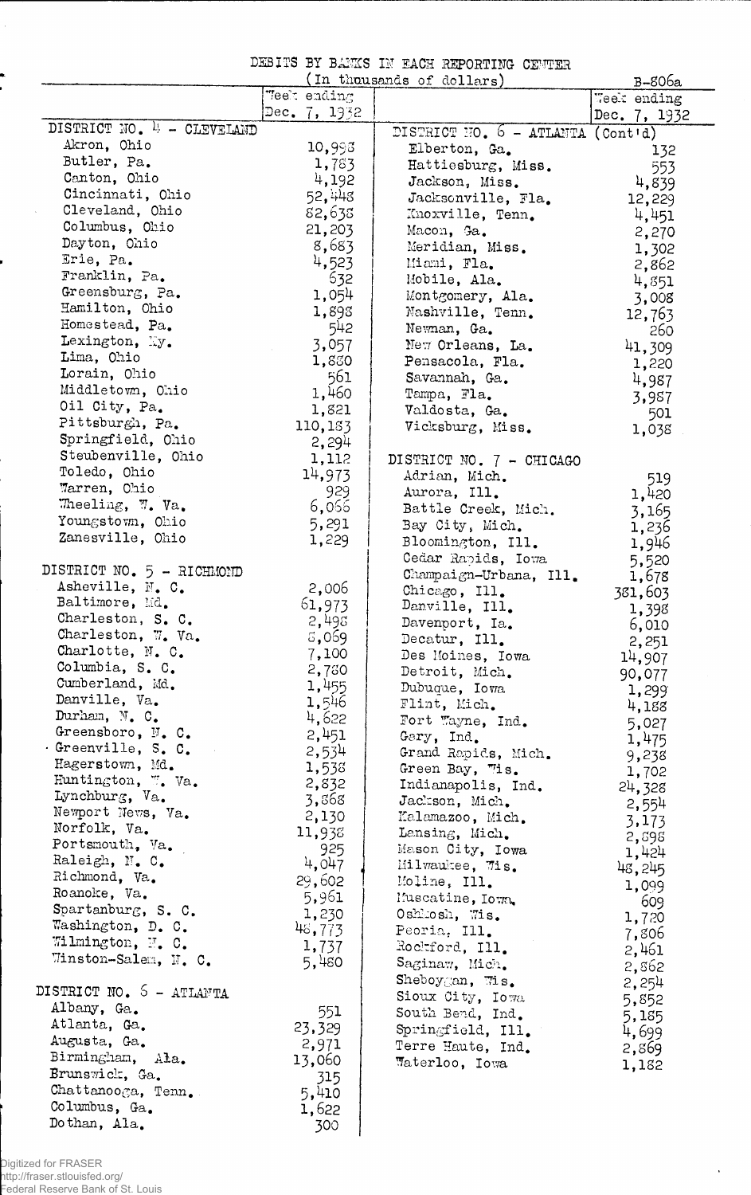DEBITS BY BANKS IN EACH REPORTING CENTER

(In thousands of dollars)

B-806a

| | Week ending Dec. 7, 1932 | | Week ending Dec. 7, 1932 |
|---|---|---|---|
| **DISTRICT NO. 4 - CLEVELAND** | | **DISTRICT NO. 6 - ATLANTA (Cont'd)** | |
| Akron, Ohio | 10,998 | Elberton, Ga. | 132 |
| Butler, Pa. | 1,783 | Hattiesburg, Miss. | 553 |
| Canton, Ohio | 4,192 | Jackson, Miss. | 4,839 |
| Cincinnati, Ohio | 52,448 | Jacksonville, Fla. | 12,229 |
| Cleveland, Ohio | 82,638 | Knoxville, Tenn. | 4,451 |
| Columbus, Ohio | 21,203 | Macon, Ga. | 2,270 |
| Dayton, Ohio | 8,683 | Meridian, Miss. | 1,302 |
| Erie, Pa. | 4,523 | Miami, Fla. | 2,862 |
| Franklin, Pa. | 632 | Mobile, Ala. | 4,851 |
| Greensburg, Pa. | 1,054 | Montgomery, Ala. | 3,008 |
| Hamilton, Ohio | 1,898 | Nashville, Tenn. | 12,763 |
| Homestead, Pa. | 542 | Newnan, Ga. | 260 |
| Lexington, Ky. | 3,057 | New Orleans, La. | 41,309 |
| Lima, Ohio | 1,880 | Pensacola, Fla. | 1,220 |
| Lorain, Ohio | 561 | Savannah, Ga. | 4,987 |
| Middletown, Ohio | 1,460 | Tampa, Fla. | 3,987 |
| Oil City, Pa. | 1,821 | Valdosta, Ga. | 501 |
| Pittsburgh, Pa. | 110,183 | Vicksburg, Miss. | 1,038 |
| Springfield, Ohio | 2,294 | | |
| Steubenville, Ohio | 1,112 | **DISTRICT NO. 7 - CHICAGO** | |
| Toledo, Ohio | 14,973 | Adrian, Mich. | 519 |
| Warren, Ohio | 929 | Aurora, Ill. | 1,420 |
| Wheeling, W. Va. | 6,066 | Battle Creek, Mich. | 3,165 |
| Youngstown, Ohio | 5,291 | Bay City, Mich. | 1,236 |
| Zanesville, Ohio | 1,229 | Bloomington, Ill. | 1,946 |
| | | Cedar Rapids, Iowa | 5,520 |
| **DISTRICT NO. 5 - RICHMOND** | | Champaign-Urbana, Ill. | 1,678 |
| Asheville, N. C. | 2,006 | Chicago, Ill. | 381,603 |
| Baltimore, Md. | 61,973 | Danville, Ill. | 1,398 |
| Charleston, S. C. | 2,498 | Davenport, Ia. | 6,010 |
| Charleston, W. Va. | 8,069 | Decatur, Ill. | 2,251 |
| Charlotte, N. C. | 7,100 | Des Moines, Iowa | 14,907 |
| Columbia, S. C. | 2,780 | Detroit, Mich. | 90,077 |
| Cumberland, Md. | 1,455 | Dubuque, Iowa | 1,299 |
| Danville, Va. | 1,546 | Flint, Mich. | 4,188 |
| Durham, N. C. | 4,622 | Fort Wayne, Ind. | 5,027 |
| Greensboro, N. C. | 2,451 | Gary, Ind. | 1,475 |
| Greenville, S. C. | 2,534 | Grand Rapids, Mich. | 9,238 |
| Hagerstown, Md. | 1,538 | Green Bay, Wis. | 1,702 |
| Huntington, W. Va. | 2,832 | Indianapolis, Ind. | 24,328 |
| Lynchburg, Va. | 3,868 | Jackson, Mich. | 2,554 |
| Newport News, Va. | 2,130 | Kalamazoo, Mich. | 3,173 |
| Norfolk, Va. | 11,938 | Lansing, Mich. | 2,898 |
| Portsmouth, Va. | 925 | Mason City, Iowa | 1,424 |
| Raleigh, N. C. | 4,047 | Milwaukee, Wis. | 48,245 |
| Richmond, Va. | 29,602 | Moline, Ill. | 1,099 |
| Roanoke, Va. | 5,961 | Muscatine, Iowa | 609 |
| Spartanburg, S. C. | 1,230 | Oshkosh, Wis. | 1,720 |
| Washington, D. C. | 48,773 | Peoria, Ill. | 7,806 |
| Wilmington, N. C. | 1,737 | Rockford, Ill. | 2,461 |
| Winston-Salem, N. C. | 5,480 | Saginaw, Mich. | 2,862 |
| | | Sheboygan, Wis. | 2,254 |
| **DISTRICT NO. 6 - ATLANTA** | | Sioux City, Iowa | 5,852 |
| Albany, Ga. | 551 | South Bend, Ind. | 5,185 |
| Atlanta, Ga. | 23,329 | Springfield, Ill. | 4,699 |
| Augusta, Ga. | 2,971 | Terre Haute, Ind. | 2,869 |
| Birmingham, Ala. | 13,060 | Waterloo, Iowa | 1,182 |
| Brunswick, Ga. | 315 | | |
| Chattanooga, Tenn. | 5,410 | | |
| Columbus, Ga. | 1,622 | | |
| Dothan, Ala. | 300 | | |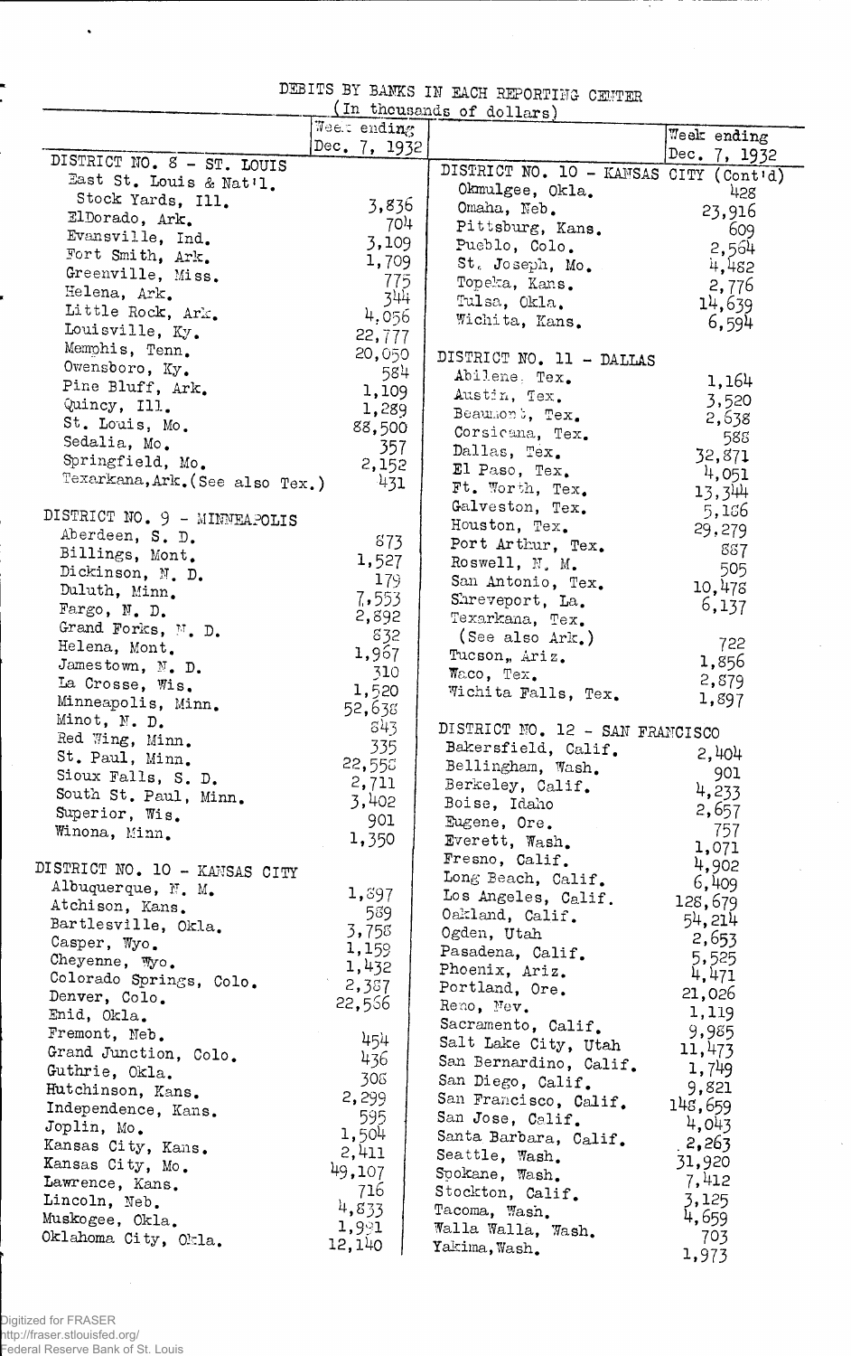# DEBITS BY BANKS IN EACH REPORTING CENTER

(In thousands of dollars)

| | Week ending Dec. 7, 1932 |
|---|---|
| **DISTRICT NO. 8 - ST. LOUIS** | |
| East St. Louis & Nat'l. Stock Yards, Ill. | 3,836 |
| ElDorado, Ark. | 704 |
| Evansville, Ind. | 3,109 |
| Fort Smith, Ark. | 1,709 |
| Greenville, Miss. | 775 |
| Helena, Ark. | 344 |
| Little Rock, Ark. | 4,056 |
| Louisville, Ky. | 22,777 |
| Memphis, Tenn. | 20,050 |
| Owensboro, Ky. | 584 |
| Pine Bluff, Ark. | 1,109 |
| Quincy, Ill. | 1,289 |
| St. Louis, Mo. | 88,500 |
| Sedalia, Mo. | 357 |
| Springfield, Mo. | 2,152 |
| Texarkana, Ark. (See also Tex.) | 431 |
| **DISTRICT NO. 9 - MINNEAPOLIS** | |
| Aberdeen, S. D. | 873 |
| Billings, Mont. | 1,527 |
| Dickinson, N. D. | 179 |
| Duluth, Minn. | 7,553 |
| Fargo, N. D. | 2,892 |
| Grand Forks, N. D. | 832 |
| Helena, Mont. | 1,967 |
| Jamestown, N. D. | 310 |
| La Crosse, Wis. | 1,520 |
| Minneapolis, Minn. | 52,638 |
| Minot, N. D. | 843 |
| Red Wing, Minn. | 335 |
| St. Paul, Minn. | 22,558 |
| Sioux Falls, S. D. | 2,711 |
| South St. Paul, Minn. | 3,402 |
| Superior, Wis. | 901 |
| Winona, Minn. | 1,350 |
| **DISTRICT NO. 10 - KANSAS CITY** | |
| Albuquerque, N. M. | 1,897 |
| Atchison, Kans. | 589 |
| Bartlesville, Okla. | 3,758 |
| Casper, Wyo. | 1,159 |
| Cheyenne, Wyo. | 1,432 |
| Colorado Springs, Colo. | 2,387 |
| Denver, Colo. | 22,566 |
| Enid, Okla. | |
| Fremont, Neb. | 454 |
| Grand Junction, Colo. | 436 |
| Guthrie, Okla. | 308 |
| Hutchinson, Kans. | 2,299 |
| Independence, Kans. | 595 |
| Joplin, Mo. | 1,504 |
| Kansas City, Kans. | 2,411 |
| Kansas City, Mo. | 49,107 |
| Lawrence, Kans. | 716 |
| Lincoln, Neb. | 4,833 |
| Muskogee, Okla. | 1,991 |
| Oklahoma City, Okla. | 12,140 |
| **DISTRICT NO. 10 - KANSAS CITY (Cont'd)** | |
| Okmulgee, Okla. | 428 |
| Omaha, Neb. | 23,916 |
| Pittsburg, Kans. | 609 |
| Pueblo, Colo. | 2,564 |
| St. Joseph, Mo. | 4,482 |
| Topeka, Kans. | 2,776 |
| Tulsa, Okla. | 14,639 |
| Wichita, Kans. | 6,594 |
| **DISTRICT NO. 11 - DALLAS** | |
| Abilene, Tex. | 1,164 |
| Austin, Tex. | 3,520 |
| Beaumont, Tex. | 2,638 |
| Corsicana, Tex. | 588 |
| Dallas, Tex. | 32,871 |
| El Paso, Tex. | 4,051 |
| Ft. Worth, Tex. | 13,344 |
| Galveston, Tex. | 5,186 |
| Houston, Tex. | 29,279 |
| Port Arthur, Tex. | 887 |
| Roswell, N. M. | 505 |
| San Antonio, Tex. | 10,478 |
| Shreveport, La. | 6,137 |
| Texarkana, Tex. (See also Ark.) | 722 |
| Tucson, Ariz. | 1,856 |
| Waco, Tex. | 2,879 |
| Wichita Falls, Tex. | 1,897 |
| **DISTRICT NO. 12 - SAN FRANCISCO** | |
| Bakersfield, Calif. | 2,404 |
| Bellingham, Wash. | 901 |
| Berkeley, Calif. | 4,233 |
| Boise, Idaho | 2,657 |
| Eugene, Ore. | 757 |
| Everett, Wash. | 1,071 |
| Fresno, Calif. | 4,902 |
| Long Beach, Calif. | 6,409 |
| Los Angeles, Calif. | 128,679 |
| Oakland, Calif. | 54,214 |
| Ogden, Utah | 2,653 |
| Pasadena, Calif. | 5,525 |
| Phoenix, Ariz. | 4,471 |
| Portland, Ore. | 21,026 |
| Reno, Nev. | 1,119 |
| Sacramento, Calif. | 9,985 |
| Salt Lake City, Utah | 11,473 |
| San Bernardino, Calif. | 1,749 |
| San Diego, Calif. | 9,821 |
| San Francisco, Calif. | 148,659 |
| San Jose, Calif. | 4,043 |
| Santa Barbara, Calif. | 2,263 |
| Seattle, Wash. | 31,920 |
| Spokane, Wash. | 7,412 |
| Stockton, Calif. | 3,125 |
| Tacoma, Wash. | 4,659 |
| Walla Walla, Wash. | 703 |
| Yakima, Wash. | 1,973 |